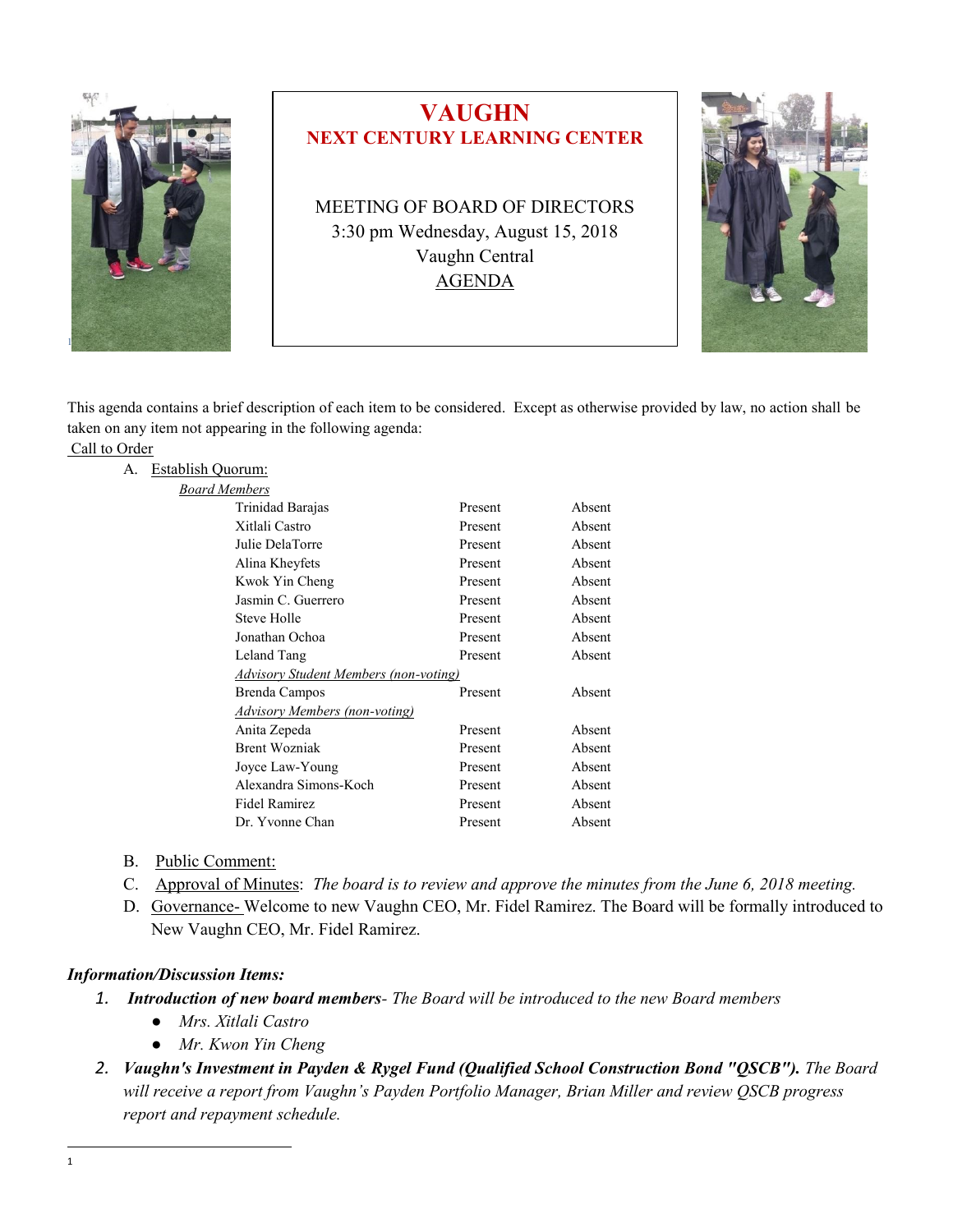# VAUGHN

## NEXT CENTURY LEARNING CENTER

MEETING OF BOARD OF DIRECTORS
3:30 pm Wednesday, August 15, 2018
Vaughn Central
AGENDA

This agenda contains a brief description of each item to be considered. Except as otherwise provided by law, no action shall be taken on any item not appearing in the following agenda:

Call to Order

A. Establish Quorum:

*Board Members*

| | | |
|---|---|---|
| Trinidad Barajas | Present | Absent |
| Xitlali Castro | Present | Absent |
| Julie DelaTorre | Present | Absent |
| Alina Kheyfets | Present | Absent |
| Kwok Yin Cheng | Present | Absent |
| Jasmin C. Guerrero | Present | Absent |
| Steve Holle | Present | Absent |
| Jonathan Ochoa | Present | Absent |
| Leland Tang | Present | Absent |
| *Advisory Student Members (non-voting)* | | |
| Brenda Campos | Present | Absent |
| *Advisory Members (non-voting)* | | |
| Anita Zepeda | Present | Absent |
| Brent Wozniak | Present | Absent |
| Joyce Law-Young | Present | Absent |
| Alexandra Simons-Koch | Present | Absent |
| Fidel Ramirez | Present | Absent |
| Dr. Yvonne Chan | Present | Absent |

B. Public Comment:

C. Approval of Minutes: *The board is to review and approve the minutes from the June 6, 2018 meeting.*

D. Governance- Welcome to new Vaughn CEO, Mr. Fidel Ramirez. The Board will be formally introduced to New Vaughn CEO, Mr. Fidel Ramirez.

***Information/Discussion Items:***

1. ***Introduction of new board members****- The Board will be introduced to the new Board members*
   - *Mrs. Xitlali Castro*
   - *Mr. Kwon Yin Cheng*
2. ***Vaughn's Investment in Payden & Rygel Fund (Qualified School Construction Bond "QSCB").*** *The Board will receive a report from Vaughn's Payden Portfolio Manager, Brian Miller and review QSCB progress report and repayment schedule.*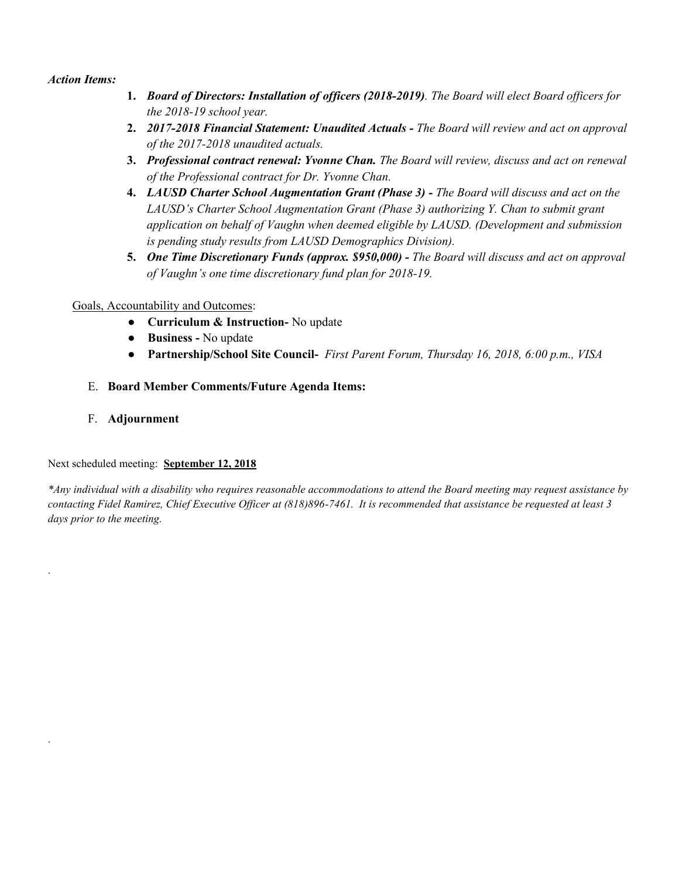***Action Items:***

1. ***Board of Directors: Installation of officers (2018-2019)****. The Board will elect Board officers for the 2018-19 school year.*
2. ***2017-2018 Financial Statement: Unaudited Actuals -*** *The Board will review and act on approval of the 2017-2018 unaudited actuals.*
3. ***Professional contract renewal: Yvonne Chan.*** *The Board will review, discuss and act on renewal of the Professional contract for Dr. Yvonne Chan.*
4. ***LAUSD Charter School Augmentation Grant (Phase 3) -*** *The Board will discuss and act on the LAUSD's Charter School Augmentation Grant (Phase 3) authorizing Y. Chan to submit grant application on behalf of Vaughn when deemed eligible by LAUSD. (Development and submission is pending study results from LAUSD Demographics Division).*
5. ***One Time Discretionary Funds (approx. $950,000) -*** *The Board will discuss and act on approval of Vaughn's one time discretionary fund plan for 2018-19.*

Goals, Accountability and Outcomes:

- **Curriculum & Instruction-** No update
- **Business -** No update
- **Partnership/School Site Council-** *First Parent Forum, Thursday 16, 2018, 6:00 p.m., VISA*

E. **Board Member Comments/Future Agenda Items:**

F. **Adjournment**

Next scheduled meeting: **September 12, 2018**

*\*Any individual with a disability who requires reasonable accommodations to attend the Board meeting may request assistance by contacting Fidel Ramirez, Chief Executive Officer at (818)896-7461. It is recommended that assistance be requested at least 3 days prior to the meeting.*